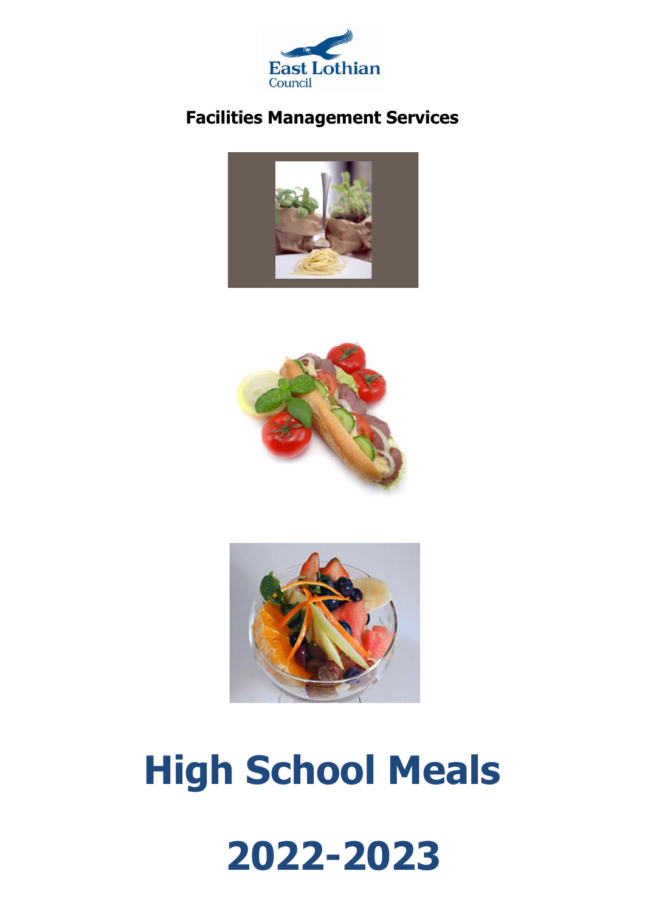East Lothian Council

**Facilities Management Services**

# High School Meals

# 2022-2023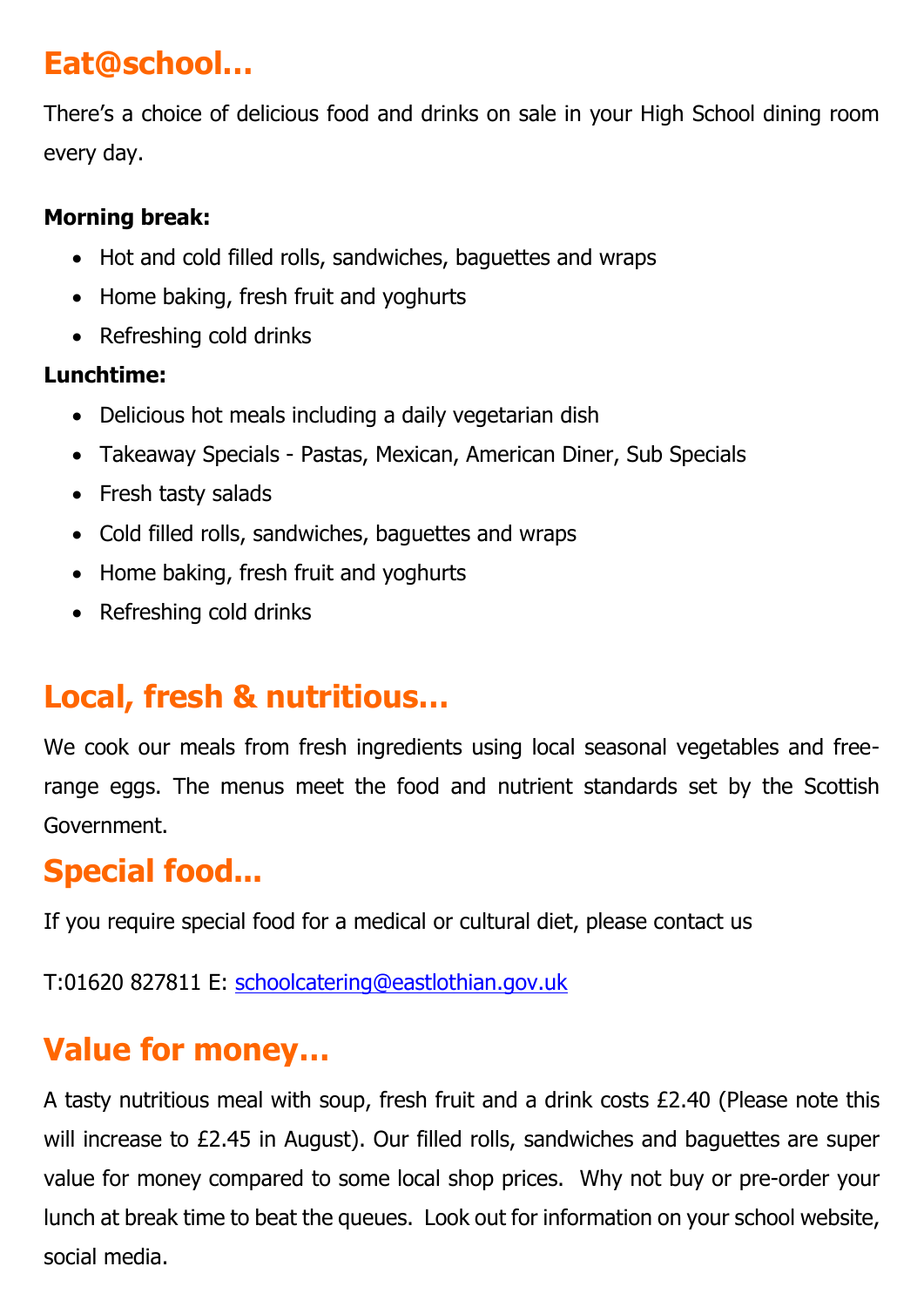## Eat@school…

There's a choice of delicious food and drinks on sale in your High School dining room every day.

**Morning break:**

- Hot and cold filled rolls, sandwiches, baguettes and wraps
- Home baking, fresh fruit and yoghurts
- Refreshing cold drinks

**Lunchtime:**

- Delicious hot meals including a daily vegetarian dish
- Takeaway Specials - Pastas, Mexican, American Diner, Sub Specials
- Fresh tasty salads
- Cold filled rolls, sandwiches, baguettes and wraps
- Home baking, fresh fruit and yoghurts
- Refreshing cold drinks

## Local, fresh & nutritious…

We cook our meals from fresh ingredients using local seasonal vegetables and free-range eggs. The menus meet the food and nutrient standards set by the Scottish Government.

## Special food…

If you require special food for a medical or cultural diet, please contact us

T:01620 827811 E: schoolcatering@eastlothian.gov.uk

## Value for money…

A tasty nutritious meal with soup, fresh fruit and a drink costs £2.40 (Please note this will increase to £2.45 in August). Our filled rolls, sandwiches and baguettes are super value for money compared to some local shop prices. Why not buy or pre-order your lunch at break time to beat the queues. Look out for information on your school website, social media.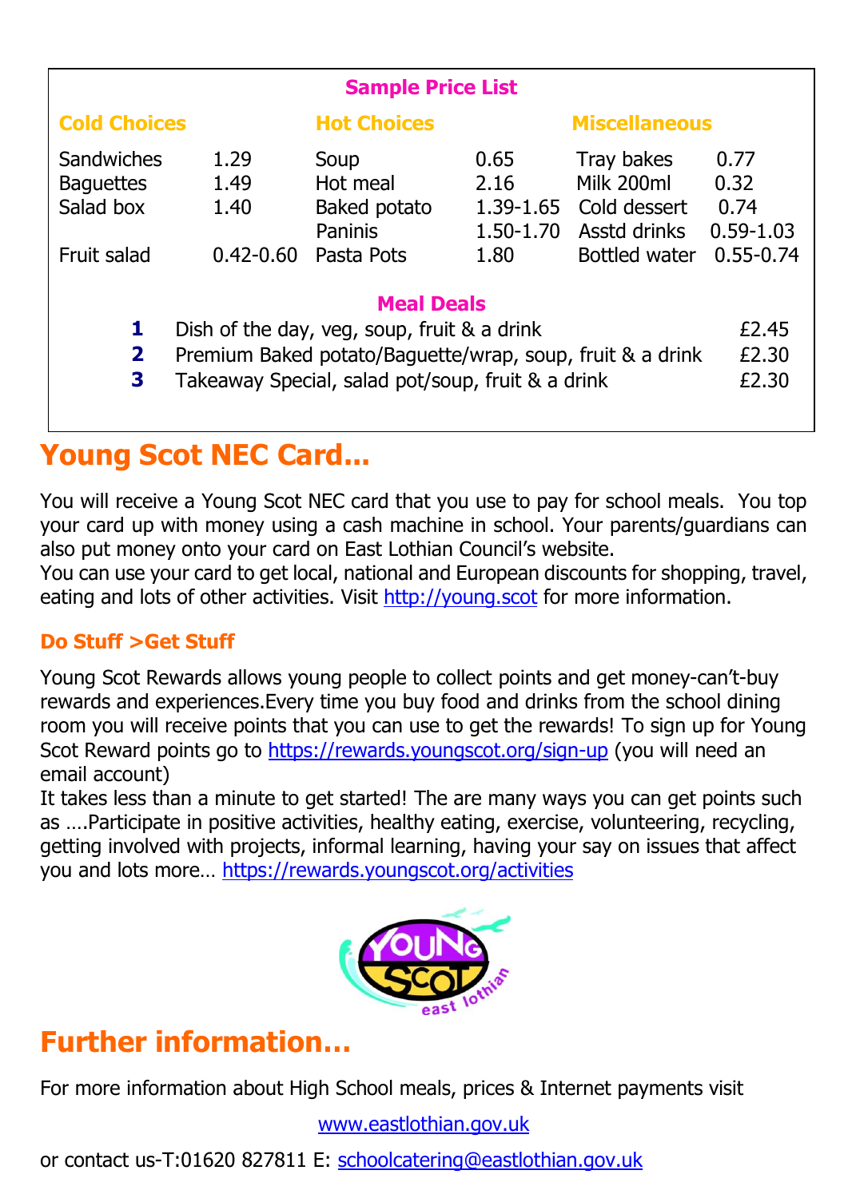## Sample Price List

| Cold Choices | | Hot Choices | | Miscellaneous | |
|---|---|---|---|---|---|
| Sandwiches | 1.29 | Soup | 0.65 | Tray bakes | 0.77 |
| Baguettes | 1.49 | Hot meal | 2.16 | Milk 200ml | 0.32 |
| Salad box | 1.40 | Baked potato | 1.39-1.65 | Cold dessert | 0.74 |
| | | Paninis | 1.50-1.70 | Asstd drinks | 0.59-1.03 |
| Fruit salad | 0.42-0.60 | Pasta Pots | 1.80 | Bottled water | 0.55-0.74 |

### Meal Deals

| | | |
|---|---|---|
| **1** | Dish of the day, veg, soup, fruit & a drink | £2.45 |
| **2** | Premium Baked potato/Baguette/wrap, soup, fruit & a drink | £2.30 |
| **3** | Takeaway Special, salad pot/soup, fruit & a drink | £2.30 |

# Young Scot NEC Card...

You will receive a Young Scot NEC card that you use to pay for school meals. You top your card up with money using a cash machine in school. Your parents/guardians can also put money onto your card on East Lothian Council's website.
You can use your card to get local, national and European discounts for shopping, travel, eating and lots of other activities. Visit http://young.scot for more information.

### Do Stuff >Get Stuff

Young Scot Rewards allows young people to collect points and get money-can't-buy rewards and experiences.Every time you buy food and drinks from the school dining room you will receive points that you can use to get the rewards! To sign up for Young Scot Reward points go to https://rewards.youngscot.org/sign-up (you will need an email account)
It takes less than a minute to get started! The are many ways you can get points such as ….Participate in positive activities, healthy eating, exercise, volunteering, recycling, getting involved with projects, informal learning, having your say on issues that affect you and lots more… https://rewards.youngscot.org/activities

# Further information...

For more information about High School meals, prices & Internet payments visit

www.eastlothian.gov.uk

or contact us-T:01620 827811 E: schoolcatering@eastlothian.gov.uk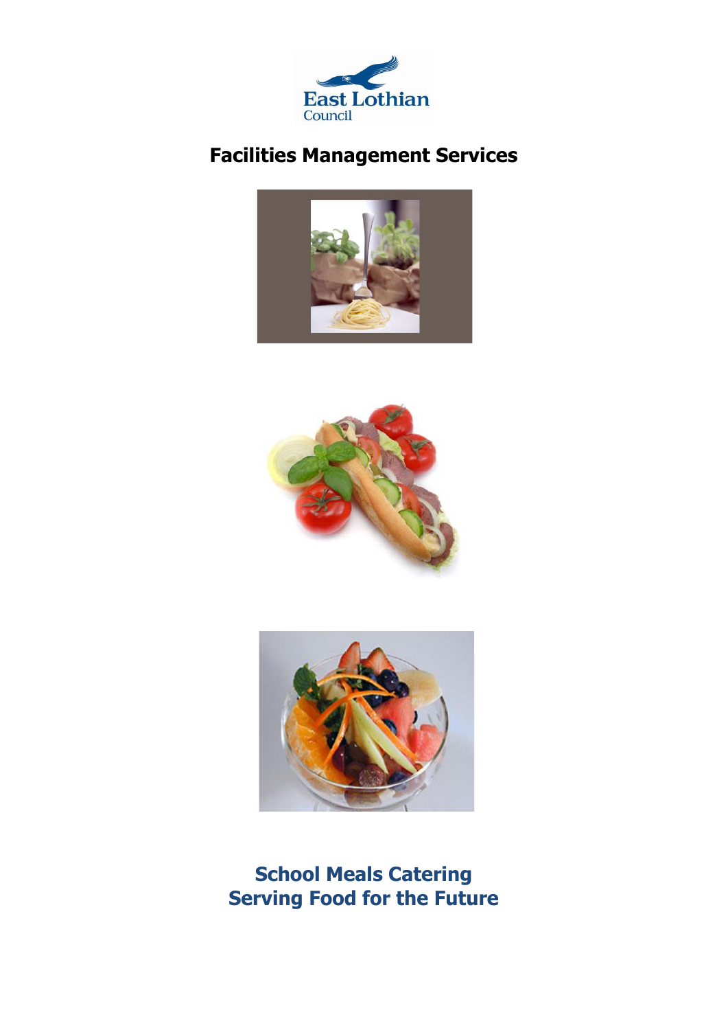East Lothian Council

## Facilities Management Services

## School Meals Catering
## Serving Food for the Future